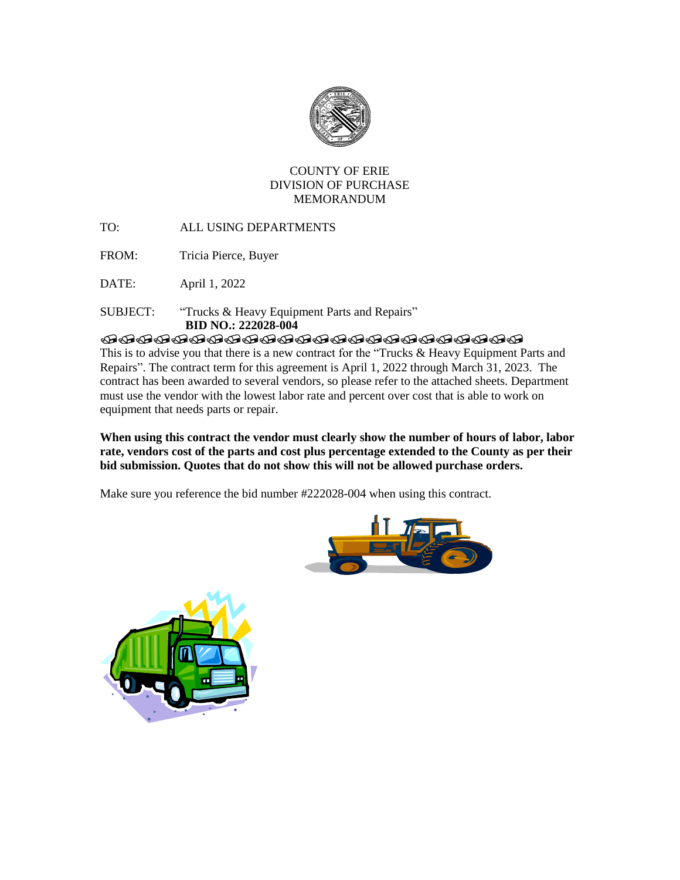COUNTY OF ERIE
DIVISION OF PURCHASE
MEMORANDUM

TO: ALL USING DEPARTMENTS

FROM: Tricia Pierce, Buyer

DATE: April 1, 2022

SUBJECT: "Trucks & Heavy Equipment Parts and Repairs"
**BID NO.: 222028-004**

This is to advise you that there is a new contract for the "Trucks & Heavy Equipment Parts and Repairs". The contract term for this agreement is April 1, 2022 through March 31, 2023. The contract has been awarded to several vendors, so please refer to the attached sheets. Department must use the vendor with the lowest labor rate and percent over cost that is able to work on equipment that needs parts or repair.

**When using this contract the vendor must clearly show the number of hours of labor, labor rate, vendors cost of the parts and cost plus percentage extended to the County as per their bid submission. Quotes that do not show this will not be allowed purchase orders.**

Make sure you reference the bid number #222028-004 when using this contract.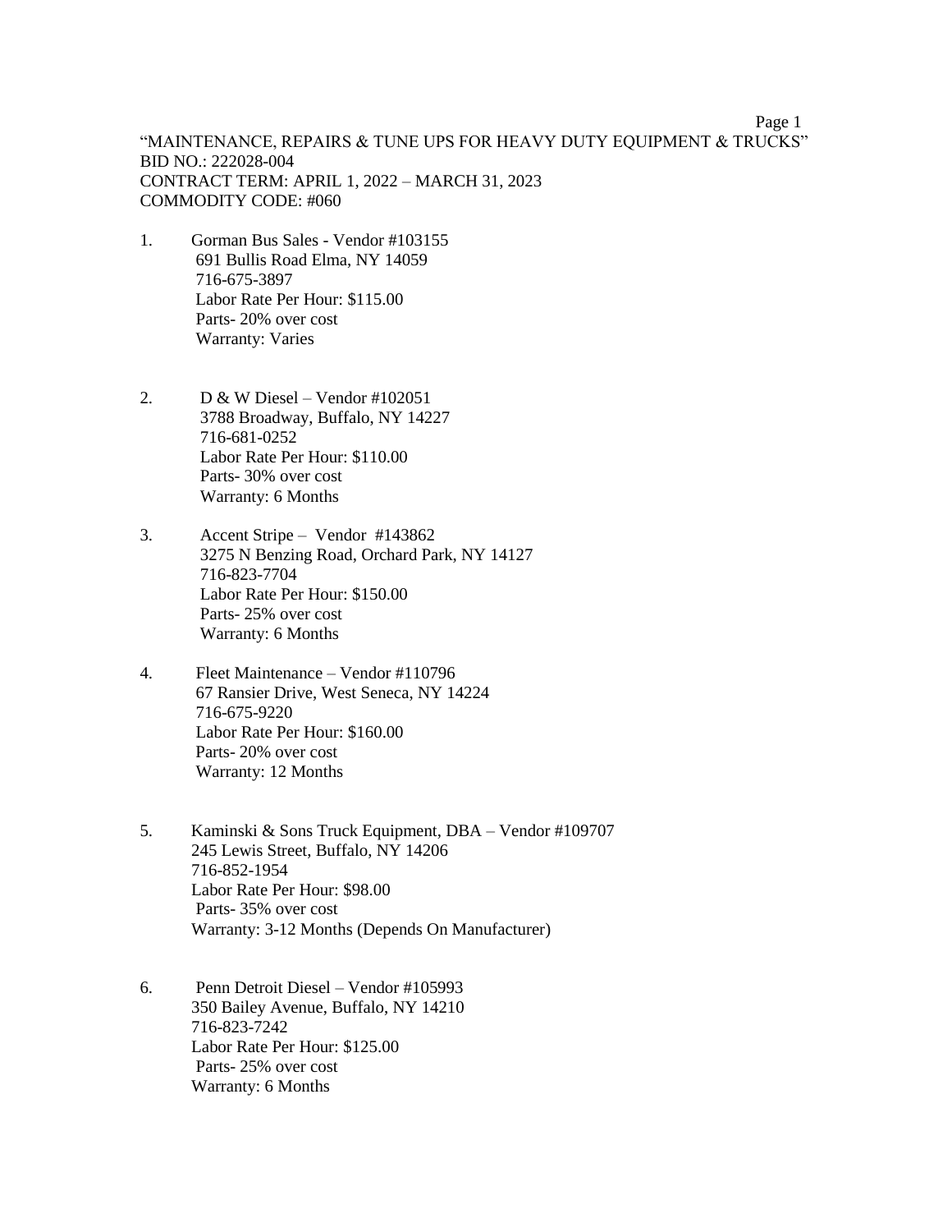"MAINTENANCE, REPAIRS & TUNE UPS FOR HEAVY DUTY EQUIPMENT & TRUCKS"
BID NO.: 222028-004
CONTRACT TERM: APRIL 1, 2022 – MARCH 31, 2023
COMMODITY CODE: #060

1. Gorman Bus Sales - Vendor #103155
   691 Bullis Road Elma, NY 14059
   716-675-3897
   Labor Rate Per Hour: $115.00
   Parts- 20% over cost
   Warranty: Varies

2. D & W Diesel – Vendor #102051
   3788 Broadway, Buffalo, NY 14227
   716-681-0252
   Labor Rate Per Hour: $110.00
   Parts- 30% over cost
   Warranty: 6 Months

3. Accent Stripe – Vendor #143862
   3275 N Benzing Road, Orchard Park, NY 14127
   716-823-7704
   Labor Rate Per Hour: $150.00
   Parts- 25% over cost
   Warranty: 6 Months

4. Fleet Maintenance – Vendor #110796
   67 Ransier Drive, West Seneca, NY 14224
   716-675-9220
   Labor Rate Per Hour: $160.00
   Parts- 20% over cost
   Warranty: 12 Months

5. Kaminski & Sons Truck Equipment, DBA – Vendor #109707
   245 Lewis Street, Buffalo, NY 14206
   716-852-1954
   Labor Rate Per Hour: $98.00
   Parts- 35% over cost
   Warranty: 3-12 Months (Depends On Manufacturer)

6. Penn Detroit Diesel – Vendor #105993
   350 Bailey Avenue, Buffalo, NY 14210
   716-823-7242
   Labor Rate Per Hour: $125.00
   Parts- 25% over cost
   Warranty: 6 Months